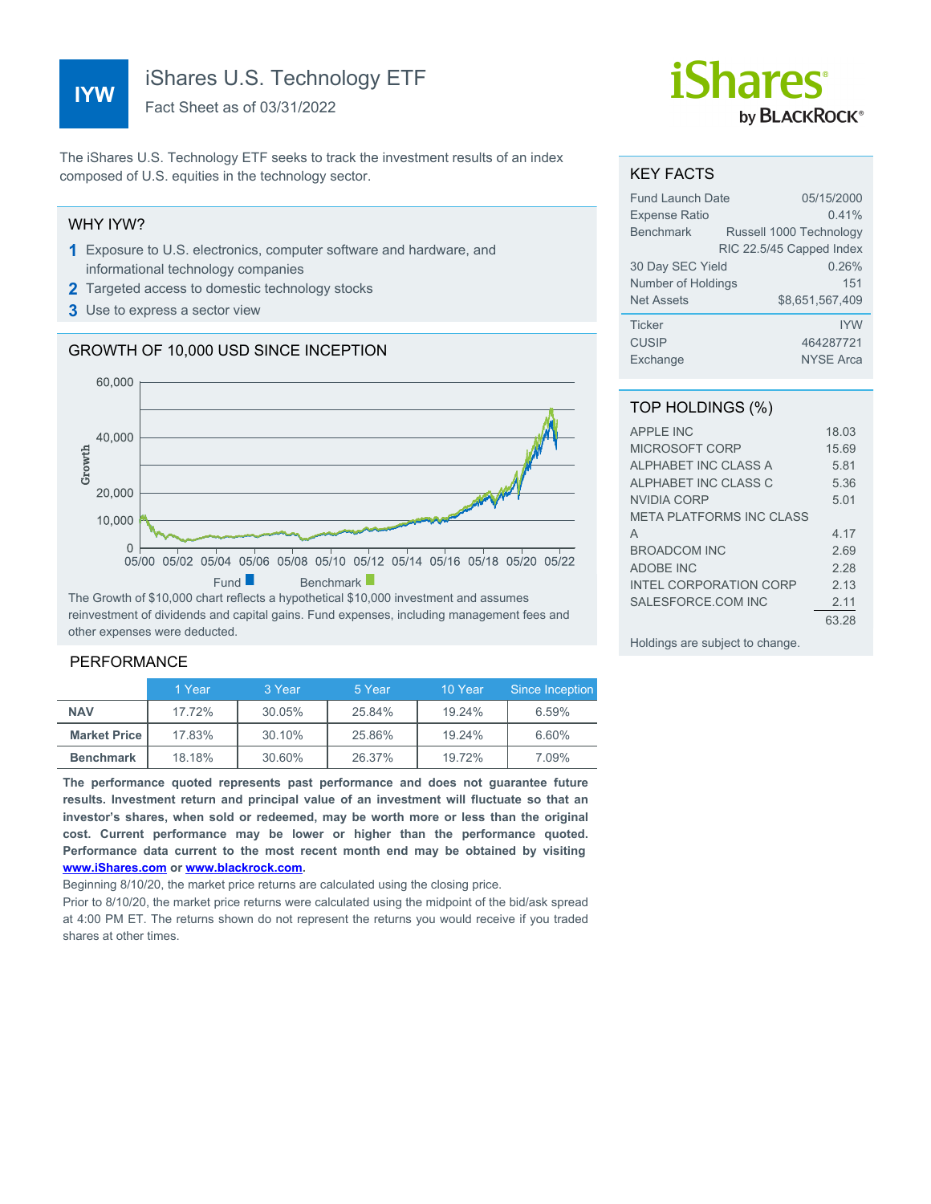# iShares U.S. Technology ETF

**IYW**

Fact Sheet as of 03/31/2022

The iShares U.S. Technology ETF seeks to track the investment results of an index composed of U.S. equities in the technology sector.

## WHY IYW?

1. Exposure to U.S. electronics, computer software and hardware, and informational technology companies
2. Targeted access to domestic technology stocks
3. Use to express a sector view

## GROWTH OF 10,000 USD SINCE INCEPTION

Fund ■ Benchmark ■

The Growth of $10,000 chart reflects a hypothetical $10,000 investment and assumes reinvestment of dividends and capital gains. Fund expenses, including management fees and other expenses were deducted.

## PERFORMANCE

| | 1 Year | 3 Year | 5 Year | 10 Year | Since Inception |
|---|---|---|---|---|---|
| **NAV** | 17.72% | 30.05% | 25.84% | 19.24% | 6.59% |
| **Market Price** | 17.83% | 30.10% | 25.86% | 19.24% | 6.60% |
| **Benchmark** | 18.18% | 30.60% | 26.37% | 19.72% | 7.09% |

**The performance quoted represents past performance and does not guarantee future results. Investment return and principal value of an investment will fluctuate so that an investor's shares, when sold or redeemed, may be worth more or less than the original cost. Current performance may be lower or higher than the performance quoted. Performance data current to the most recent month end may be obtained by visiting [www.iShares.com](http://www.iShares.com) or [www.blackrock.com](http://www.blackrock.com).**

Beginning 8/10/20, the market price returns are calculated using the closing price.

Prior to 8/10/20, the market price returns were calculated using the midpoint of the bid/ask spread at 4:00 PM ET. The returns shown do not represent the returns you would receive if you traded shares at other times.

## KEY FACTS

| | |
|---|---|
| Fund Launch Date | 05/15/2000 |
| Expense Ratio | 0.41% |
| Benchmark | Russell 1000 Technology RIC 22.5/45 Capped Index |
| 30 Day SEC Yield | 0.26% |
| Number of Holdings | 151 |
| Net Assets | $8,651,567,409 |
| Ticker | IYW |
| CUSIP | 464287721 |
| Exchange | NYSE Arca |

## TOP HOLDINGS (%)

| | |
|---|---|
| APPLE INC | 18.03 |
| MICROSOFT CORP | 15.69 |
| ALPHABET INC CLASS A | 5.81 |
| ALPHABET INC CLASS C | 5.36 |
| NVIDIA CORP | 5.01 |
| META PLATFORMS INC CLASS A | 4.17 |
| BROADCOM INC | 2.69 |
| ADOBE INC | 2.28 |
| INTEL CORPORATION CORP | 2.13 |
| SALESFORCE.COM INC | 2.11 |
| | 63.28 |

Holdings are subject to change.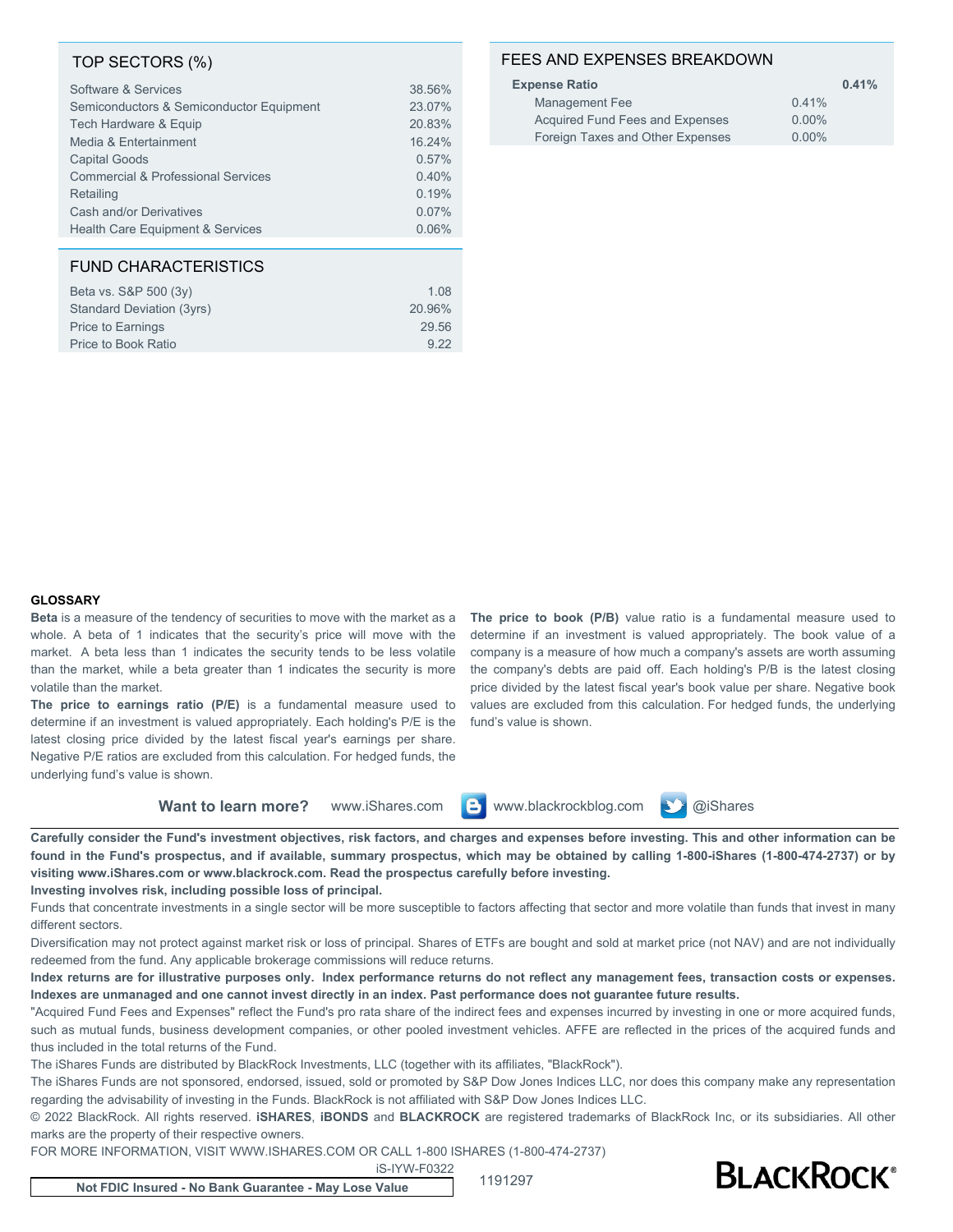## TOP SECTORS (%)

| Sector | % |
|---|---|
| Software & Services | 38.56% |
| Semiconductors & Semiconductor Equipment | 23.07% |
| Tech Hardware & Equip | 20.83% |
| Media & Entertainment | 16.24% |
| Capital Goods | 0.57% |
| Commercial & Professional Services | 0.40% |
| Retailing | 0.19% |
| Cash and/or Derivatives | 0.07% |
| Health Care Equipment & Services | 0.06% |

## FUND CHARACTERISTICS

| Characteristic | Value |
|---|---|
| Beta vs. S&P 500 (3y) | 1.08 |
| Standard Deviation (3yrs) | 20.96% |
| Price to Earnings | 29.56 |
| Price to Book Ratio | 9.22 |

## FEES AND EXPENSES BREAKDOWN

| | | |
|---|---|---|
| **Expense Ratio** | | **0.41%** |
| Management Fee | 0.41% | |
| Acquired Fund Fees and Expenses | 0.00% | |
| Foreign Taxes and Other Expenses | 0.00% | |

### GLOSSARY

**Beta** is a measure of the tendency of securities to move with the market as a whole. A beta of 1 indicates that the security's price will move with the market. A beta less than 1 indicates the security tends to be less volatile than the market, while a beta greater than 1 indicates the security is more volatile than the market.

**The price to earnings ratio (P/E)** is a fundamental measure used to determine if an investment is valued appropriately. Each holding's P/E is the latest closing price divided by the latest fiscal year's earnings per share. Negative P/E ratios are excluded from this calculation. For hedged funds, the underlying fund's value is shown.

**The price to book (P/B)** value ratio is a fundamental measure used to determine if an investment is valued appropriately. The book value of a company is a measure of how much a company's assets are worth assuming the company's debts are paid off. Each holding's P/B is the latest closing price divided by the latest fiscal year's book value per share. Negative book values are excluded from this calculation. For hedged funds, the underlying fund's value is shown.

**Want to learn more?** www.iShares.com www.blackrockblog.com @iShares

**Carefully consider the Fund's investment objectives, risk factors, and charges and expenses before investing. This and other information can be found in the Fund's prospectus, and if available, summary prospectus, which may be obtained by calling 1-800-iShares (1-800-474-2737) or by visiting www.iShares.com or www.blackrock.com. Read the prospectus carefully before investing.**

**Investing involves risk, including possible loss of principal.**

Funds that concentrate investments in a single sector will be more susceptible to factors affecting that sector and more volatile than funds that invest in many different sectors.

Diversification may not protect against market risk or loss of principal. Shares of ETFs are bought and sold at market price (not NAV) and are not individually redeemed from the fund. Any applicable brokerage commissions will reduce returns.

**Index returns are for illustrative purposes only. Index performance returns do not reflect any management fees, transaction costs or expenses. Indexes are unmanaged and one cannot invest directly in an index. Past performance does not guarantee future results.**

"Acquired Fund Fees and Expenses" reflect the Fund's pro rata share of the indirect fees and expenses incurred by investing in one or more acquired funds, such as mutual funds, business development companies, or other pooled investment vehicles. AFFE are reflected in the prices of the acquired funds and thus included in the total returns of the Fund.

The iShares Funds are distributed by BlackRock Investments, LLC (together with its affiliates, "BlackRock").

The iShares Funds are not sponsored, endorsed, issued, sold or promoted by S&P Dow Jones Indices LLC, nor does this company make any representation regarding the advisability of investing in the Funds. BlackRock is not affiliated with S&P Dow Jones Indices LLC.

© 2022 BlackRock. All rights reserved. **iSHARES**, **iBONDS** and **BLACKROCK** are registered trademarks of BlackRock Inc, or its subsidiaries. All other marks are the property of their respective owners.

FOR MORE INFORMATION, VISIT WWW.ISHARES.COM OR CALL 1-800 ISHARES (1-800-474-2737)

iS-IYW-F0322

**Not FDIC Insured - No Bank Guarantee - May Lose Value**

1191297

BLACKROCK®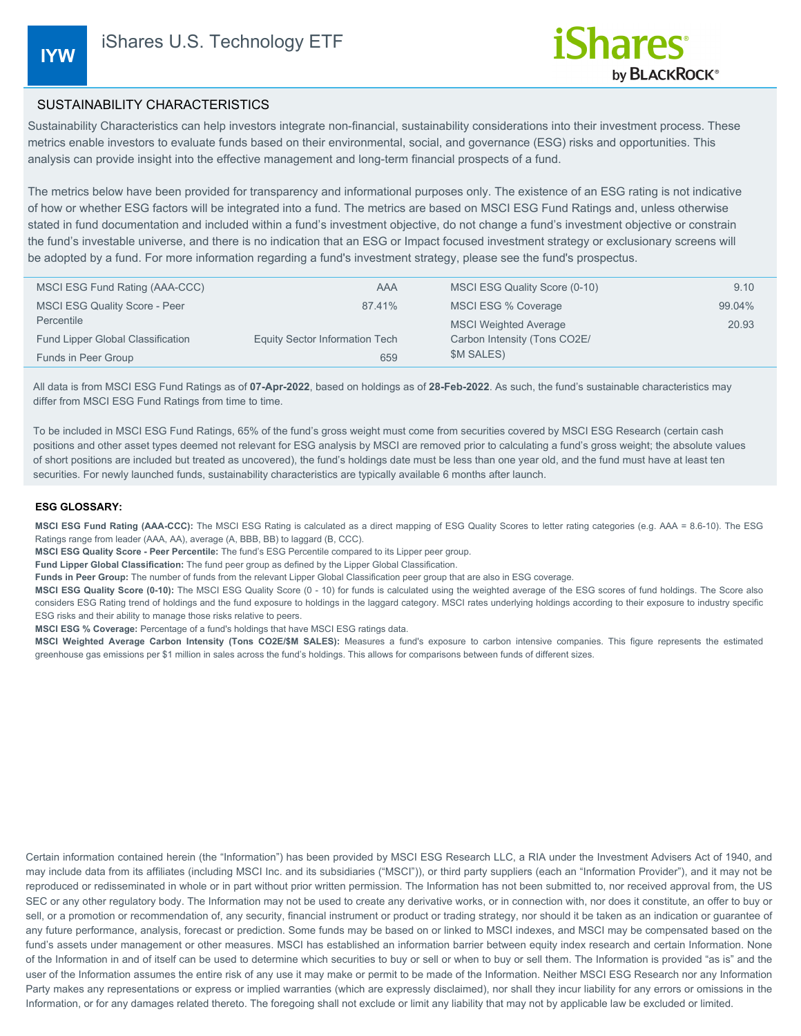# IYW iShares U.S. Technology ETF

## SUSTAINABILITY CHARACTERISTICS

Sustainability Characteristics can help investors integrate non-financial, sustainability considerations into their investment process. These metrics enable investors to evaluate funds based on their environmental, social, and governance (ESG) risks and opportunities. This analysis can provide insight into the effective management and long-term financial prospects of a fund.

The metrics below have been provided for transparency and informational purposes only. The existence of an ESG rating is not indicative of how or whether ESG factors will be integrated into a fund. The metrics are based on MSCI ESG Fund Ratings and, unless otherwise stated in fund documentation and included within a fund's investment objective, do not change a fund's investment objective or constrain the fund's investable universe, and there is no indication that an ESG or Impact focused investment strategy or exclusionary screens will be adopted by a fund. For more information regarding a fund's investment strategy, please see the fund's prospectus.

| | | | |
|---|---|---|---|
| MSCI ESG Fund Rating (AAA-CCC) | AAA | MSCI ESG Quality Score (0-10) | 9.10 |
| MSCI ESG Quality Score - Peer Percentile | 87.41% | MSCI ESG % Coverage | 99.04% |
| Fund Lipper Global Classification | Equity Sector Information Tech | MSCI Weighted Average Carbon Intensity (Tons CO2E/ $M SALES) | 20.93 |
| Funds in Peer Group | 659 | | |

All data is from MSCI ESG Fund Ratings as of **07-Apr-2022**, based on holdings as of **28-Feb-2022**. As such, the fund's sustainable characteristics may differ from MSCI ESG Fund Ratings from time to time.

To be included in MSCI ESG Fund Ratings, 65% of the fund's gross weight must come from securities covered by MSCI ESG Research (certain cash positions and other asset types deemed not relevant for ESG analysis by MSCI are removed prior to calculating a fund's gross weight; the absolute values of short positions are included but treated as uncovered), the fund's holdings date must be less than one year old, and the fund must have at least ten securities. For newly launched funds, sustainability characteristics are typically available 6 months after launch.

### ESG GLOSSARY:

**MSCI ESG Fund Rating (AAA-CCC):** The MSCI ESG Rating is calculated as a direct mapping of ESG Quality Scores to letter rating categories (e.g. AAA = 8.6-10). The ESG Ratings range from leader (AAA, AA), average (A, BBB, BB) to laggard (B, CCC).

**MSCI ESG Quality Score - Peer Percentile:** The fund's ESG Percentile compared to its Lipper peer group.

**Fund Lipper Global Classification:** The fund peer group as defined by the Lipper Global Classification.

**Funds in Peer Group:** The number of funds from the relevant Lipper Global Classification peer group that are also in ESG coverage.

**MSCI ESG Quality Score (0-10):** The MSCI ESG Quality Score (0 - 10) for funds is calculated using the weighted average of the ESG scores of fund holdings. The Score also considers ESG Rating trend of holdings and the fund exposure to holdings in the laggard category. MSCI rates underlying holdings according to their exposure to industry specific ESG risks and their ability to manage those risks relative to peers.

**MSCI ESG % Coverage:** Percentage of a fund's holdings that have MSCI ESG ratings data.

**MSCI Weighted Average Carbon Intensity (Tons CO2E/$M SALES):** Measures a fund's exposure to carbon intensive companies. This figure represents the estimated greenhouse gas emissions per $1 million in sales across the fund's holdings. This allows for comparisons between funds of different sizes.

Certain information contained herein (the "Information") has been provided by MSCI ESG Research LLC, a RIA under the Investment Advisers Act of 1940, and may include data from its affiliates (including MSCI Inc. and its subsidiaries ("MSCI")), or third party suppliers (each an "Information Provider"), and it may not be reproduced or redisseminated in whole or in part without prior written permission. The Information has not been submitted to, nor received approval from, the US SEC or any other regulatory body. The Information may not be used to create any derivative works, or in connection with, nor does it constitute, an offer to buy or sell, or a promotion or recommendation of, any security, financial instrument or product or trading strategy, nor should it be taken as an indication or guarantee of any future performance, analysis, forecast or prediction. Some funds may be based on or linked to MSCI indexes, and MSCI may be compensated based on the fund's assets under management or other measures. MSCI has established an information barrier between equity index research and certain Information. None of the Information in and of itself can be used to determine which securities to buy or sell or when to buy or sell them. The Information is provided "as is" and the user of the Information assumes the entire risk of any use it may make or permit to be made of the Information. Neither MSCI ESG Research nor any Information Party makes any representations or express or implied warranties (which are expressly disclaimed), nor shall they incur liability for any errors or omissions in the Information, or for any damages related thereto. The foregoing shall not exclude or limit any liability that may not by applicable law be excluded or limited.